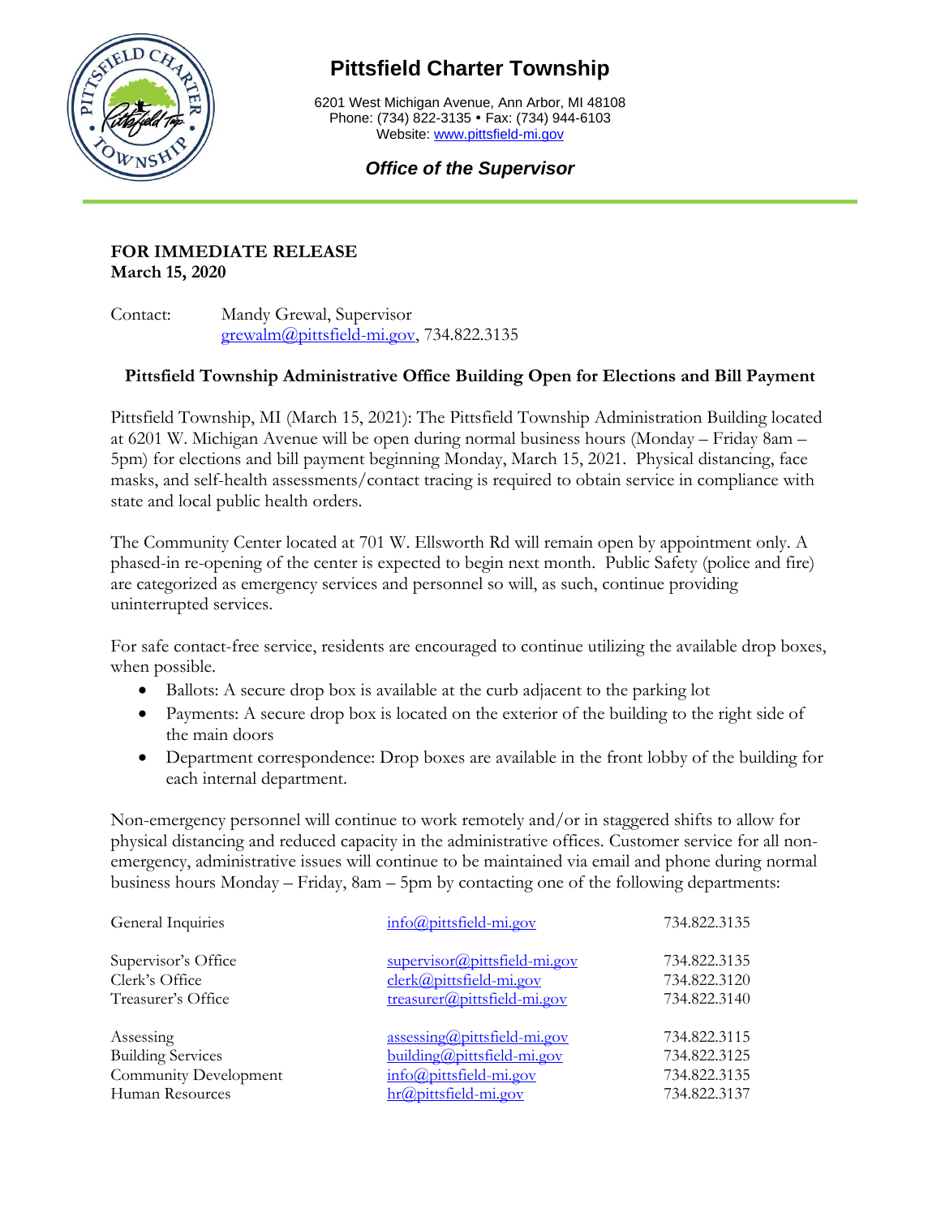# Pittsfield Charter Township

6201 West Michigan Avenue, Ann Arbor, MI 48108
Phone: (734) 822-3135 • Fax: (734) 944-6103
Website: www.pittsfield-mi.gov

***Office of the Supervisor***

**FOR IMMEDIATE RELEASE**
**March 15, 2020**

Contact: Mandy Grewal, Supervisor
grewalm@pittsfield-mi.gov, 734.822.3135

**Pittsfield Township Administrative Office Building Open for Elections and Bill Payment**

Pittsfield Township, MI (March 15, 2021): The Pittsfield Township Administration Building located at 6201 W. Michigan Avenue will be open during normal business hours (Monday – Friday 8am – 5pm) for elections and bill payment beginning Monday, March 15, 2021. Physical distancing, face masks, and self-health assessments/contact tracing is required to obtain service in compliance with state and local public health orders.

The Community Center located at 701 W. Ellsworth Rd will remain open by appointment only. A phased-in re-opening of the center is expected to begin next month. Public Safety (police and fire) are categorized as emergency services and personnel so will, as such, continue providing uninterrupted services.

For safe contact-free service, residents are encouraged to continue utilizing the available drop boxes, when possible.

- Ballots: A secure drop box is available at the curb adjacent to the parking lot
- Payments: A secure drop box is located on the exterior of the building to the right side of the main doors
- Department correspondence: Drop boxes are available in the front lobby of the building for each internal department.

Non-emergency personnel will continue to work remotely and/or in staggered shifts to allow for physical distancing and reduced capacity in the administrative offices. Customer service for all non-emergency, administrative issues will continue to be maintained via email and phone during normal business hours Monday – Friday, 8am – 5pm by contacting one of the following departments:

| Department | Email | Phone |
|---|---|---|
| General Inquiries | info@pittsfield-mi.gov | 734.822.3135 |
| Supervisor's Office | supervisor@pittsfield-mi.gov | 734.822.3135 |
| Clerk's Office | clerk@pittsfield-mi.gov | 734.822.3120 |
| Treasurer's Office | treasurer@pittsfield-mi.gov | 734.822.3140 |
| Assessing | assessing@pittsfield-mi.gov | 734.822.3115 |
| Building Services | building@pittsfield-mi.gov | 734.822.3125 |
| Community Development | info@pittsfield-mi.gov | 734.822.3135 |
| Human Resources | hr@pittsfield-mi.gov | 734.822.3137 |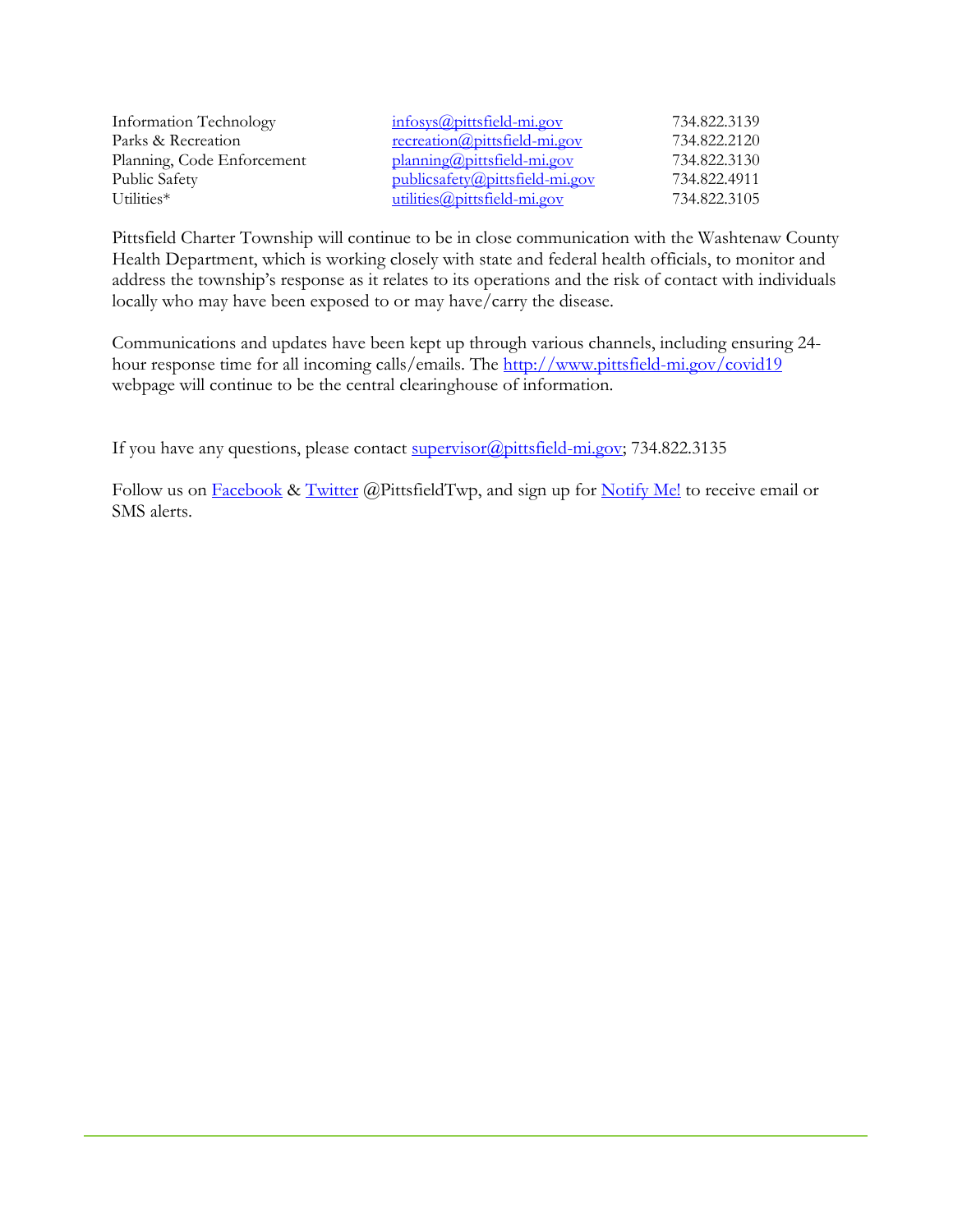| | | |
|---|---|---|
| Information Technology | infosys@pittsfield-mi.gov | 734.822.3139 |
| Parks & Recreation | recreation@pittsfield-mi.gov | 734.822.2120 |
| Planning, Code Enforcement | planning@pittsfield-mi.gov | 734.822.3130 |
| Public Safety | publicsafety@pittsfield-mi.gov | 734.822.4911 |
| Utilities* | utilities@pittsfield-mi.gov | 734.822.3105 |

Pittsfield Charter Township will continue to be in close communication with the Washtenaw County Health Department, which is working closely with state and federal health officials, to monitor and address the township's response as it relates to its operations and the risk of contact with individuals locally who may have been exposed to or may have/carry the disease.

Communications and updates have been kept up through various channels, including ensuring 24-hour response time for all incoming calls/emails. The http://www.pittsfield-mi.gov/covid19 webpage will continue to be the central clearinghouse of information.

If you have any questions, please contact supervisor@pittsfield-mi.gov; 734.822.3135

Follow us on Facebook & Twitter @PittsfieldTwp, and sign up for Notify Me! to receive email or SMS alerts.